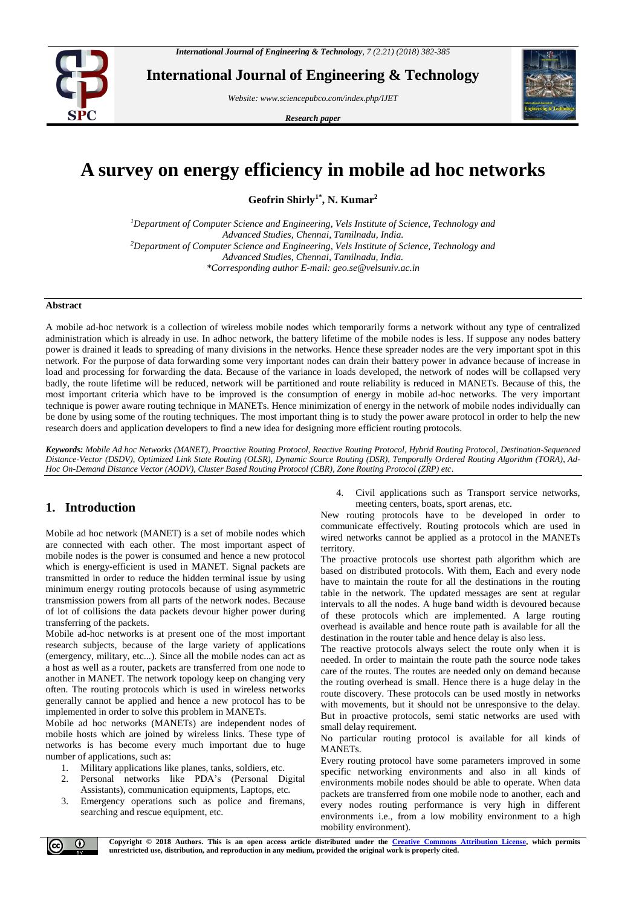# A survey on energy efficiency in mobile ad hoc networks

**Geofrin Shirly[1*], N. Kumar[2]**

*[1]Department of Computer Science and Engineering, Vels Institute of Science, Technology and Advanced Studies, Chennai, Tamilnadu, India.*
*[2]Department of Computer Science and Engineering, Vels Institute of Science, Technology and Advanced Studies, Chennai, Tamilnadu, India.*
*\*Corresponding author E-mail: geo.se@velsuniv.ac.in*

## Abstract

A mobile ad-hoc network is a collection of wireless mobile nodes which temporarily forms a network without any type of centralized administration which is already in use. In adhoc network, the battery lifetime of the mobile nodes is less. If suppose any nodes battery power is drained it leads to spreading of many divisions in the networks. Hence these spreader nodes are the very important spot in this network. For the purpose of data forwarding some very important nodes can drain their battery power in advance because of increase in load and processing for forwarding the data. Because of the variance in loads developed, the network of nodes will be collapsed very badly, the route lifetime will be reduced, network will be partitioned and route reliability is reduced in MANETs. Because of this, the most important criteria which have to be improved is the consumption of energy in mobile ad-hoc networks. The very important technique is power aware routing technique in MANETs. Hence minimization of energy in the network of mobile nodes individually can be done by using some of the routing techniques. The most important thing is to study the power aware protocol in order to help the new research doers and application developers to find a new idea for designing more efficient routing protocols.

***Keywords:*** *Mobile Ad hoc Networks (MANET), Proactive Routing Protocol, Reactive Routing Protocol, Hybrid Routing Protocol, Destination-Sequenced Distance-Vector (DSDV), Optimized Link State Routing (OLSR), Dynamic Source Routing (DSR), Temporally Ordered Routing Algorithm (TORA), Ad-Hoc On-Demand Distance Vector (AODV), Cluster Based Routing Protocol (CBR), Zone Routing Protocol (ZRP) etc.*

## 1. Introduction

Mobile ad hoc network (MANET) is a set of mobile nodes which are connected with each other. The most important aspect of mobile nodes is the power is consumed and hence a new protocol which is energy-efficient is used in MANET. Signal packets are transmitted in order to reduce the hidden terminal issue by using minimum energy routing protocols because of using asymmetric transmission powers from all parts of the network nodes. Because of lot of collisions the data packets devour higher power during transferring of the packets.

Mobile ad-hoc networks is at present one of the most important research subjects, because of the large variety of applications (emergency, military, etc...). Since all the mobile nodes can act as a host as well as a router, packets are transferred from one node to another in MANET. The network topology keep on changing very often. The routing protocols which is used in wireless networks generally cannot be applied and hence a new protocol has to be implemented in order to solve this problem in MANETs.

Mobile ad hoc networks (MANETs) are independent nodes of mobile hosts which are joined by wireless links. These type of networks is has become every much important due to huge number of applications, such as:

1. Military applications like planes, tanks, soldiers, etc.
2. Personal networks like PDA's (Personal Digital Assistants), communication equipments, Laptops, etc.
3. Emergency operations such as police and firemans, searching and rescue equipment, etc.
4. Civil applications such as Transport service networks, meeting centers, boats, sport arenas, etc.

New routing protocols have to be developed in order to communicate effectively. Routing protocols which are used in wired networks cannot be applied as a protocol in the MANETs territory.

The proactive protocols use shortest path algorithm which are based on distributed protocols. With them, Each and every node have to maintain the route for all the destinations in the routing table in the network. The updated messages are sent at regular intervals to all the nodes. A huge band width is devoured because of these protocols which are implemented. A large routing overhead is available and hence route path is available for all the destination in the router table and hence delay is also less.

The reactive protocols always select the route only when it is needed. In order to maintain the route path the source node takes care of the routes. The routes are needed only on demand because the routing overhead is small. Hence there is a huge delay in the route discovery. These protocols can be used mostly in networks with movements, but it should not be unresponsive to the delay. But in proactive protocols, semi static networks are used with small delay requirement.

No particular routing protocol is available for all kinds of MANETs.

Every routing protocol have some parameters improved in some specific networking environments and also in all kinds of environments mobile nodes should be able to operate. When data packets are transferred from one mobile node to another, each and every nodes routing performance is very high in different environments i.e., from a low mobility environment to a high mobility environment).

**Copyright © 2018 Authors. This is an open access article distributed under the Creative Commons Attribution License, which permits unrestricted use, distribution, and reproduction in any medium, provided the original work is properly cited.**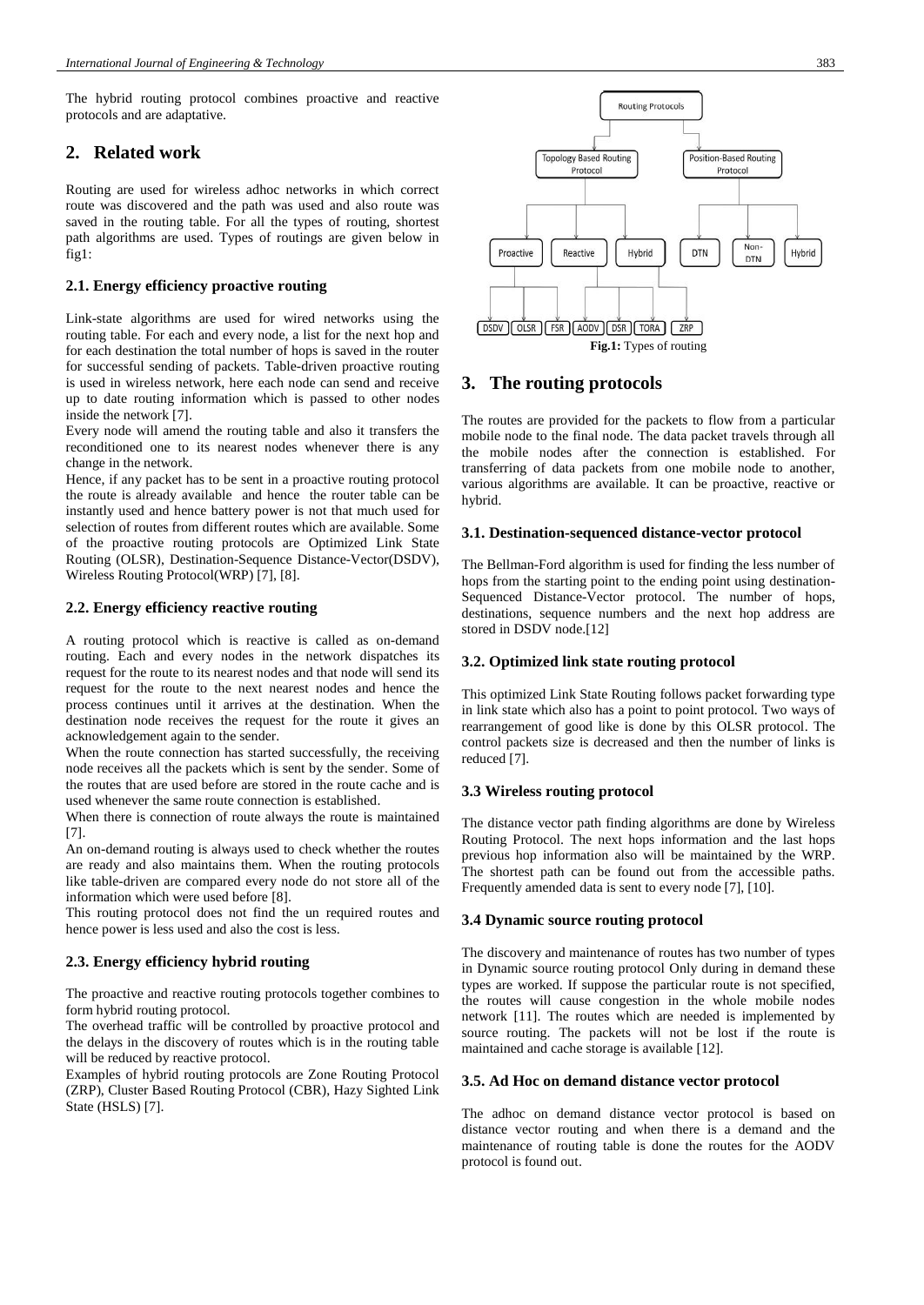The hybrid routing protocol combines proactive and reactive protocols and are adaptative.

## 2. Related work

Routing are used for wireless adhoc networks in which correct route was discovered and the path was used and also route was saved in the routing table. For all the types of routing, shortest path algorithms are used. Types of routings are given below in fig1:

### 2.1. Energy efficiency proactive routing

Link-state algorithms are used for wired networks using the routing table. For each and every node, a list for the next hop and for each destination the total number of hops is saved in the router for successful sending of packets. Table-driven proactive routing is used in wireless network, here each node can send and receive up to date routing information which is passed to other nodes inside the network [7].

Every node will amend the routing table and also it transfers the reconditioned one to its nearest nodes whenever there is any change in the network.

Hence, if any packet has to be sent in a proactive routing protocol the route is already available and hence the router table can be instantly used and hence battery power is not that much used for selection of routes from different routes which are available. Some of the proactive routing protocols are Optimized Link State Routing (OLSR), Destination-Sequence Distance-Vector(DSDV), Wireless Routing Protocol(WRP) [7], [8].

### 2.2. Energy efficiency reactive routing

A routing protocol which is reactive is called as on-demand routing. Each and every nodes in the network dispatches its request for the route to its nearest nodes and that node will send its request for the route to the next nearest nodes and hence the process continues until it arrives at the destination. When the destination node receives the request for the route it gives an acknowledgement again to the sender.

When the route connection has started successfully, the receiving node receives all the packets which is sent by the sender. Some of the routes that are used before are stored in the route cache and is used whenever the same route connection is established.

When there is connection of route always the route is maintained [7].

An on-demand routing is always used to check whether the routes are ready and also maintains them. When the routing protocols like table-driven are compared every node do not store all of the information which were used before [8].

This routing protocol does not find the un required routes and hence power is less used and also the cost is less.

### 2.3. Energy efficiency hybrid routing

The proactive and reactive routing protocols together combines to form hybrid routing protocol.

The overhead traffic will be controlled by proactive protocol and the delays in the discovery of routes which is in the routing table will be reduced by reactive protocol.

Examples of hybrid routing protocols are Zone Routing Protocol (ZRP), Cluster Based Routing Protocol (CBR), Hazy Sighted Link State (HSLS) [7].

Routing Protocols
Topology Based Routing Protocol
Position-Based Routing Protocol
Proactive
Reactive
Hybrid
DTN
Non-DTN
Hybrid
DSDV
OLSR
FSR
AODV
DSR
TORA
ZRP

**Fig.1:** Types of routing

## 3. The routing protocols

The routes are provided for the packets to flow from a particular mobile node to the final node. The data packet travels through all the mobile nodes after the connection is established. For transferring of data packets from one mobile node to another, various algorithms are available. It can be proactive, reactive or hybrid.

### 3.1. Destination-sequenced distance-vector protocol

The Bellman-Ford algorithm is used for finding the less number of hops from the starting point to the ending point using destination-Sequenced Distance-Vector protocol. The number of hops, destinations, sequence numbers and the next hop address are stored in DSDV node.[12]

### 3.2. Optimized link state routing protocol

This optimized Link State Routing follows packet forwarding type in link state which also has a point to point protocol. Two ways of rearrangement of good like is done by this OLSR protocol. The control packets size is decreased and then the number of links is reduced [7].

### 3.3 Wireless routing protocol

The distance vector path finding algorithms are done by Wireless Routing Protocol. The next hops information and the last hops previous hop information also will be maintained by the WRP. The shortest path can be found out from the accessible paths. Frequently amended data is sent to every node [7], [10].

### 3.4 Dynamic source routing protocol

The discovery and maintenance of routes has two number of types in Dynamic source routing protocol Only during in demand these types are worked. If suppose the particular route is not specified, the routes will cause congestion in the whole mobile nodes network [11]. The routes which are needed is implemented by source routing. The packets will not be lost if the route is maintained and cache storage is available [12].

### 3.5. Ad Hoc on demand distance vector protocol

The adhoc on demand distance vector protocol is based on distance vector routing and when there is a demand and the maintenance of routing table is done the routes for the AODV protocol is found out.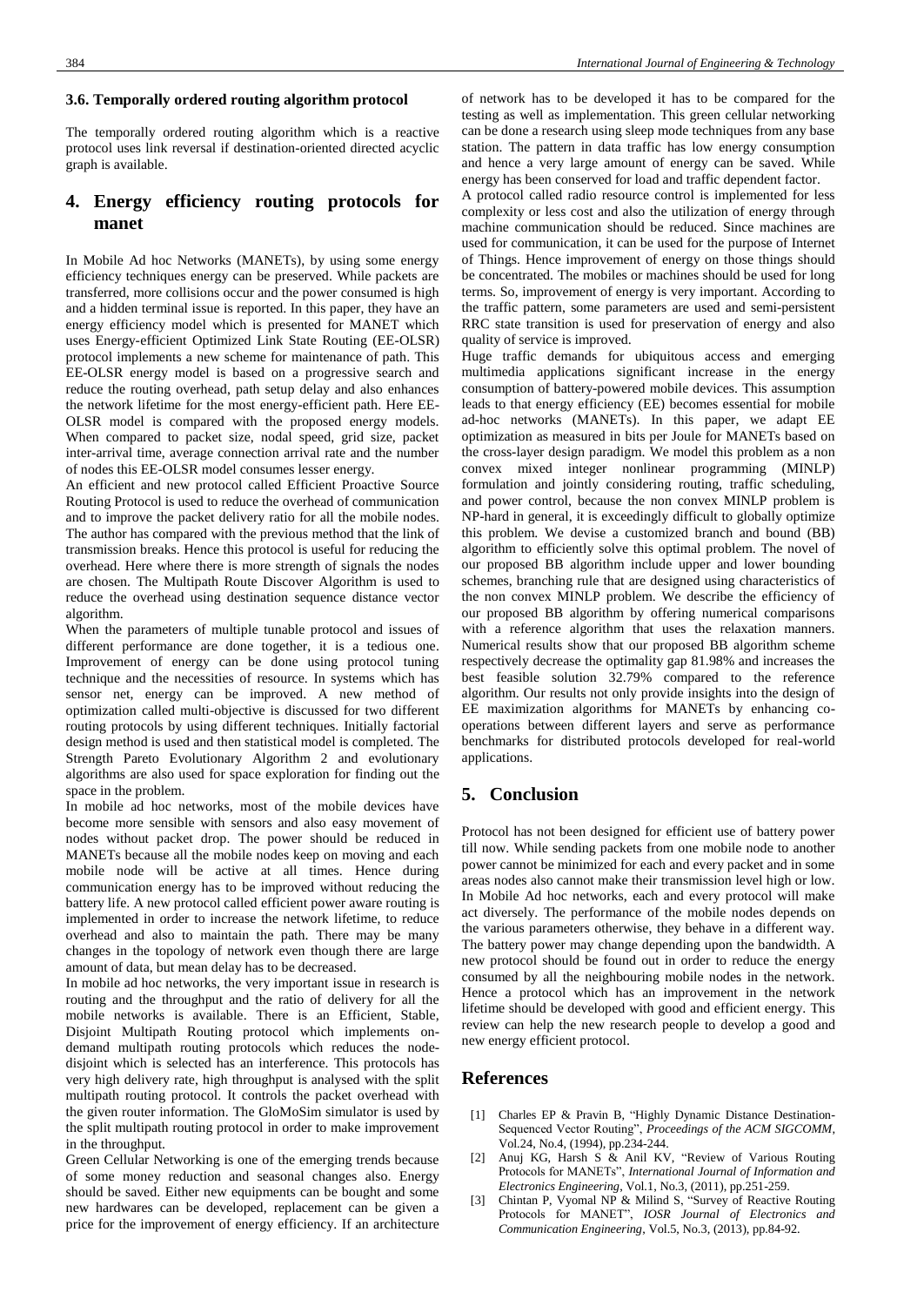### 3.6. Temporally ordered routing algorithm protocol

The temporally ordered routing algorithm which is a reactive protocol uses link reversal if destination-oriented directed acyclic graph is available.

## 4. Energy efficiency routing protocols for manet

In Mobile Ad hoc Networks (MANETs), by using some energy efficiency techniques energy can be preserved. While packets are transferred, more collisions occur and the power consumed is high and a hidden terminal issue is reported. In this paper, they have an energy efficiency model which is presented for MANET which uses Energy-efficient Optimized Link State Routing (EE-OLSR) protocol implements a new scheme for maintenance of path. This EE-OLSR energy model is based on a progressive search and reduce the routing overhead, path setup delay and also enhances the network lifetime for the most energy-efficient path. Here EE-OLSR model is compared with the proposed energy models. When compared to packet size, nodal speed, grid size, packet inter-arrival time, average connection arrival rate and the number of nodes this EE-OLSR model consumes lesser energy.

An efficient and new protocol called Efficient Proactive Source Routing Protocol is used to reduce the overhead of communication and to improve the packet delivery ratio for all the mobile nodes. The author has compared with the previous method that the link of transmission breaks. Hence this protocol is useful for reducing the overhead. Here where there is more strength of signals the nodes are chosen. The Multipath Route Discover Algorithm is used to reduce the overhead using destination sequence distance vector algorithm.

When the parameters of multiple tunable protocol and issues of different performance are done together, it is a tedious one. Improvement of energy can be done using protocol tuning technique and the necessities of resource. In systems which has sensor net, energy can be improved. A new method of optimization called multi-objective is discussed for two different routing protocols by using different techniques. Initially factorial design method is used and then statistical model is completed. The Strength Pareto Evolutionary Algorithm 2 and evolutionary algorithms are also used for space exploration for finding out the space in the problem.

In mobile ad hoc networks, most of the mobile devices have become more sensible with sensors and also easy movement of nodes without packet drop. The power should be reduced in MANETs because all the mobile nodes keep on moving and each mobile node will be active at all times. Hence during communication energy has to be improved without reducing the battery life. A new protocol called efficient power aware routing is implemented in order to increase the network lifetime, to reduce overhead and also to maintain the path. There may be many changes in the topology of network even though there are large amount of data, but mean delay has to be decreased.

In mobile ad hoc networks, the very important issue in research is routing and the throughput and the ratio of delivery for all the mobile networks is available. There is an Efficient, Stable, Disjoint Multipath Routing protocol which implements on-demand multipath routing protocols which reduces the node-disjoint which is selected has an interference. This protocols has very high delivery rate, high throughput is analysed with the split multipath routing protocol. It controls the packet overhead with the given router information. The GloMoSim simulator is used by the split multipath routing protocol in order to make improvement in the throughput.

Green Cellular Networking is one of the emerging trends because of some money reduction and seasonal changes also. Energy should be saved. Either new equipments can be bought and some new hardwares can be developed, replacement can be given a price for the improvement of energy efficiency. If an architecture of network has to be developed it has to be compared for the testing as well as implementation. This green cellular networking can be done a research using sleep mode techniques from any base station. The pattern in data traffic has low energy consumption and hence a very large amount of energy can be saved. While energy has been conserved for load and traffic dependent factor.

A protocol called radio resource control is implemented for less complexity or less cost and also the utilization of energy through machine communication should be reduced. Since machines are used for communication, it can be used for the purpose of Internet of Things. Hence improvement of energy on those things should be concentrated. The mobiles or machines should be used for long terms. So, improvement of energy is very important. According to the traffic pattern, some parameters are used and semi-persistent RRC state transition is used for preservation of energy and also quality of service is improved.

Huge traffic demands for ubiquitous access and emerging multimedia applications significant increase in the energy consumption of battery-powered mobile devices. This assumption leads to that energy efficiency (EE) becomes essential for mobile ad-hoc networks (MANETs). In this paper, we adapt EE optimization as measured in bits per Joule for MANETs based on the cross-layer design paradigm. We model this problem as a non convex mixed integer nonlinear programming (MINLP) formulation and jointly considering routing, traffic scheduling, and power control, because the non convex MINLP problem is NP-hard in general, it is exceedingly difficult to globally optimize this problem. We devise a customized branch and bound (BB) algorithm to efficiently solve this optimal problem. The novel of our proposed BB algorithm include upper and lower bounding schemes, branching rule that are designed using characteristics of the non convex MINLP problem. We describe the efficiency of our proposed BB algorithm by offering numerical comparisons with a reference algorithm that uses the relaxation manners. Numerical results show that our proposed BB algorithm scheme respectively decrease the optimality gap 81.98% and increases the best feasible solution 32.79% compared to the reference algorithm. Our results not only provide insights into the design of EE maximization algorithms for MANETs by enhancing co-operations between different layers and serve as performance benchmarks for distributed protocols developed for real-world applications.

## 5. Conclusion

Protocol has not been designed for efficient use of battery power till now. While sending packets from one mobile node to another power cannot be minimized for each and every packet and in some areas nodes also cannot make their transmission level high or low. In Mobile Ad hoc networks, each and every protocol will make act diversely. The performance of the mobile nodes depends on the various parameters otherwise, they behave in a different way. The battery power may change depending upon the bandwidth. A new protocol should be found out in order to reduce the energy consumed by all the neighbouring mobile nodes in the network. Hence a protocol which has an improvement in the network lifetime should be developed with good and efficient energy. This review can help the new research people to develop a good and new energy efficient protocol.

## References

[1] Charles EP & Pravin B, "Highly Dynamic Distance Destination-Sequenced Vector Routing", *Proceedings of the ACM SIGCOMM*, Vol.24, No.4, (1994), pp.234-244.

[2] Anuj KG, Harsh S & Anil KV, "Review of Various Routing Protocols for MANETs", *International Journal of Information and Electronics Engineering*, Vol.1, No.3, (2011), pp.251-259.

[3] Chintan P, Vyomal NP & Milind S, "Survey of Reactive Routing Protocols for MANET", *IOSR Journal of Electronics and Communication Engineering*, Vol.5, No.3, (2013), pp.84-92.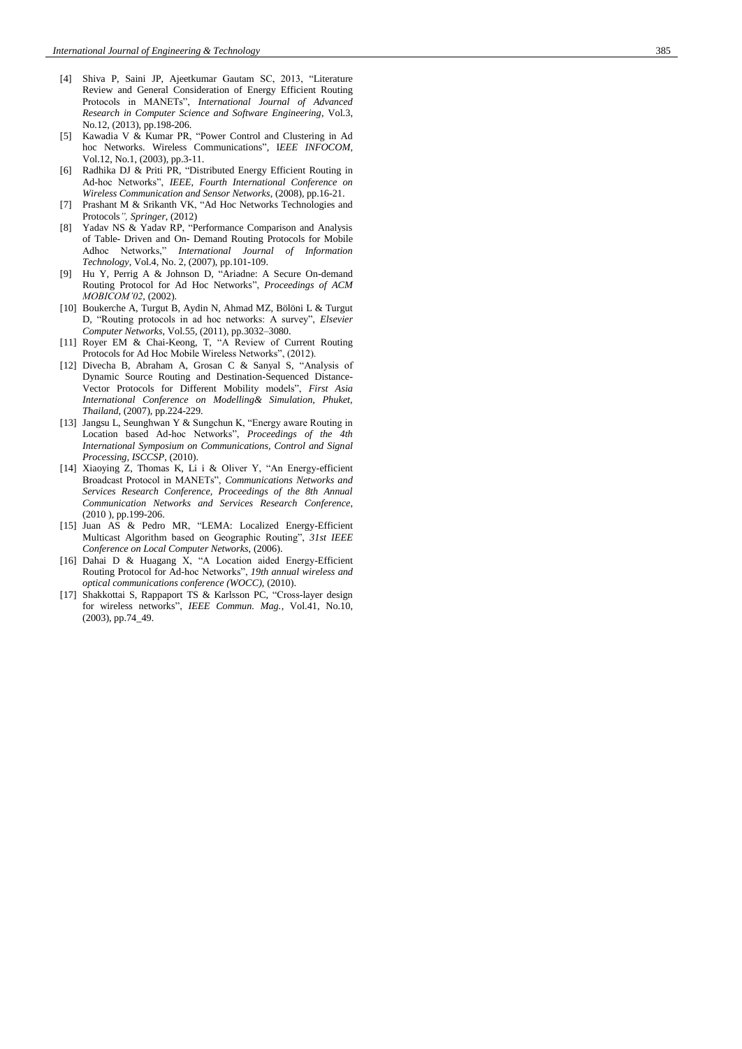[4] Shiva P, Saini JP, Ajeetkumar Gautam SC, 2013, "Literature Review and General Consideration of Energy Efficient Routing Protocols in MANETs", *International Journal of Advanced Research in Computer Science and Software Engineering*, Vol.3, No.12, (2013), pp.198-206.

[5] Kawadia V & Kumar PR, "Power Control and Clustering in Ad hoc Networks. Wireless Communications", I*EEE INFOCOM*, Vol.12, No.1, (2003), pp.3-11.

[6] Radhika DJ & Priti PR, "Distributed Energy Efficient Routing in Ad-hoc Networks", *IEEE, Fourth International Conference on Wireless Communication and Sensor Networks*, (2008), pp.16-21.

[7] Prashant M & Srikanth VK, "Ad Hoc Networks Technologies and Protocols*", Springer,* (2012)

[8] Yadav NS & Yadav RP, "Performance Comparison and Analysis of Table- Driven and On- Demand Routing Protocols for Mobile Adhoc Networks," *International Journal of Information Technology*, Vol.4, No. 2, (2007), pp.101-109.

[9] Hu Y, Perrig A & Johnson D, "Ariadne: A Secure On-demand Routing Protocol for Ad Hoc Networks", *Proceedings of ACM MOBICOM'02*, (2002).

[10] Boukerche A, Turgut B, Aydin N, Ahmad MZ, Bölöni L & Turgut D, "Routing protocols in ad hoc networks: A survey", *Elsevier Computer Networks*, Vol.55, (2011), pp.3032–3080.

[11] Royer EM & Chai-Keong, T, "A Review of Current Routing Protocols for Ad Hoc Mobile Wireless Networks", (2012).

[12] Divecha B, Abraham A, Grosan C & Sanyal S, "Analysis of Dynamic Source Routing and Destination-Sequenced Distance-Vector Protocols for Different Mobility models", *First Asia International Conference on Modelling& Simulation, Phuket, Thailand*, (2007), pp.224-229.

[13] Jangsu L, Seunghwan Y & Sungchun K, "Energy aware Routing in Location based Ad-hoc Networks", *Proceedings of the 4th International Symposium on Communications, Control and Signal Processing, ISCCSP*, (2010).

[14] Xiaoying Z, Thomas K, Li i & Oliver Y, "An Energy-efficient Broadcast Protocol in MANETs", *Communications Networks and Services Research Conference, Proceedings of the 8th Annual Communication Networks and Services Research Conference*, (2010 ), pp.199-206.

[15] Juan AS & Pedro MR, "LEMA: Localized Energy-Efficient Multicast Algorithm based on Geographic Routing", *31st IEEE Conference on Local Computer Networks*, (2006).

[16] Dahai D & Huagang X, "A Location aided Energy-Efficient Routing Protocol for Ad-hoc Networks", *19th annual wireless and optical communications conference (WOCC)*, (2010).

[17] Shakkottai S, Rappaport TS & Karlsson PC, "Cross-layer design for wireless networks", *IEEE Commun. Mag.*, Vol.41, No.10, (2003), pp.74_49.